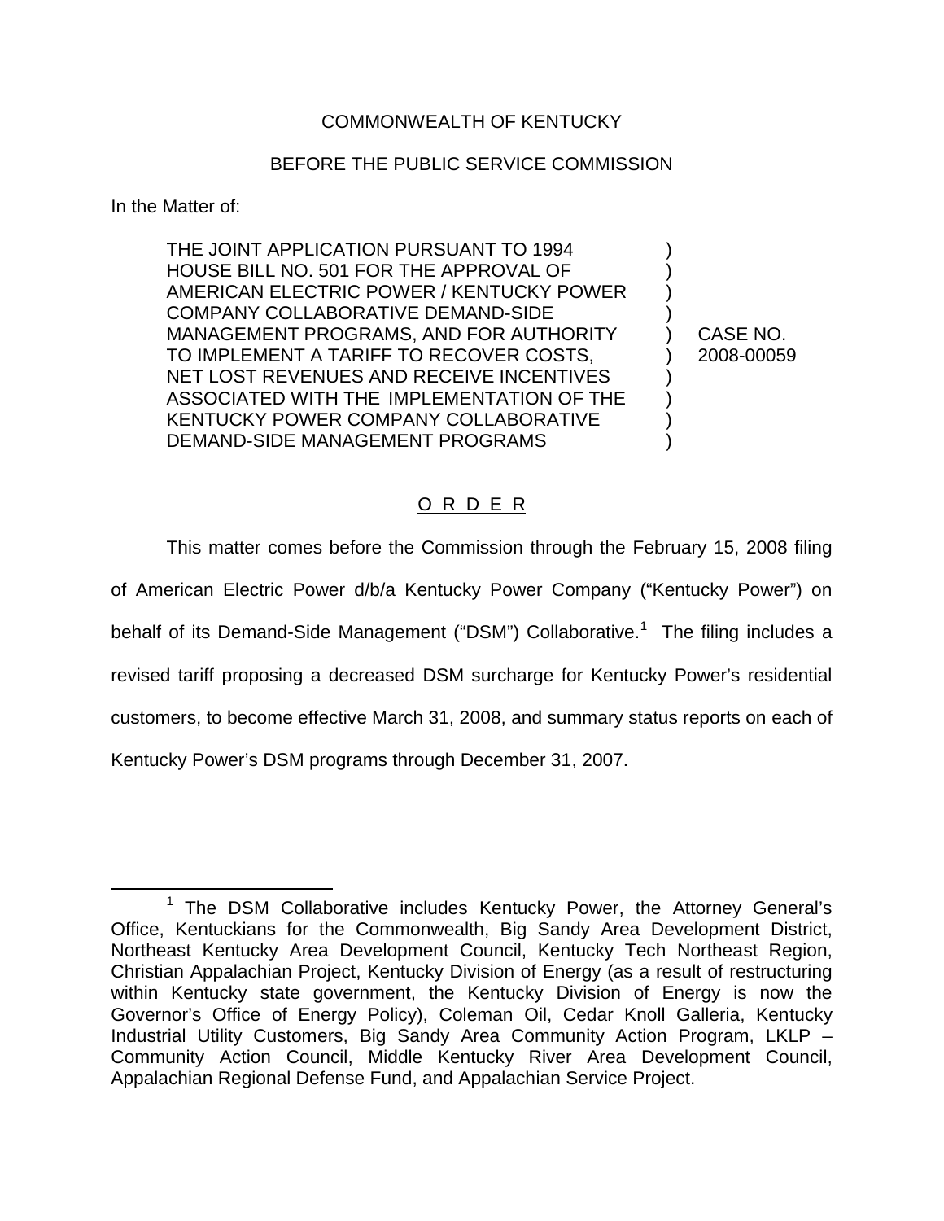COMMONWEALTH OF KENTUCKY

BEFORE THE PUBLIC SERVICE COMMISSION

In the Matter of:

THE JOINT APPLICATION PURSUANT TO 1994 HOUSE BILL NO. 501 FOR THE APPROVAL OF AMERICAN ELECTRIC POWER / KENTUCKY POWER COMPANY COLLABORATIVE DEMAND-SIDE MANAGEMENT PROGRAMS, AND FOR AUTHORITY TO IMPLEMENT A TARIFF TO RECOVER COSTS, NET LOST REVENUES AND RECEIVE INCENTIVES ASSOCIATED WITH THE IMPLEMENTATION OF THE KENTUCKY POWER COMPANY COLLABORATIVE DEMAND-SIDE MANAGEMENT PROGRAMS

) CASE NO. 2008-00059

# O R D E R

This matter comes before the Commission through the February 15, 2008 filing of American Electric Power d/b/a Kentucky Power Company ("Kentucky Power") on behalf of its Demand-Side Management ("DSM") Collaborative.[1] The filing includes a revised tariff proposing a decreased DSM surcharge for Kentucky Power's residential customers, to become effective March 31, 2008, and summary status reports on each of Kentucky Power's DSM programs through December 31, 2007.

[1] The DSM Collaborative includes Kentucky Power, the Attorney General's Office, Kentuckians for the Commonwealth, Big Sandy Area Development District, Northeast Kentucky Area Development Council, Kentucky Tech Northeast Region, Christian Appalachian Project, Kentucky Division of Energy (as a result of restructuring within Kentucky state government, the Kentucky Division of Energy is now the Governor's Office of Energy Policy), Coleman Oil, Cedar Knoll Galleria, Kentucky Industrial Utility Customers, Big Sandy Area Community Action Program, LKLP – Community Action Council, Middle Kentucky River Area Development Council, Appalachian Regional Defense Fund, and Appalachian Service Project.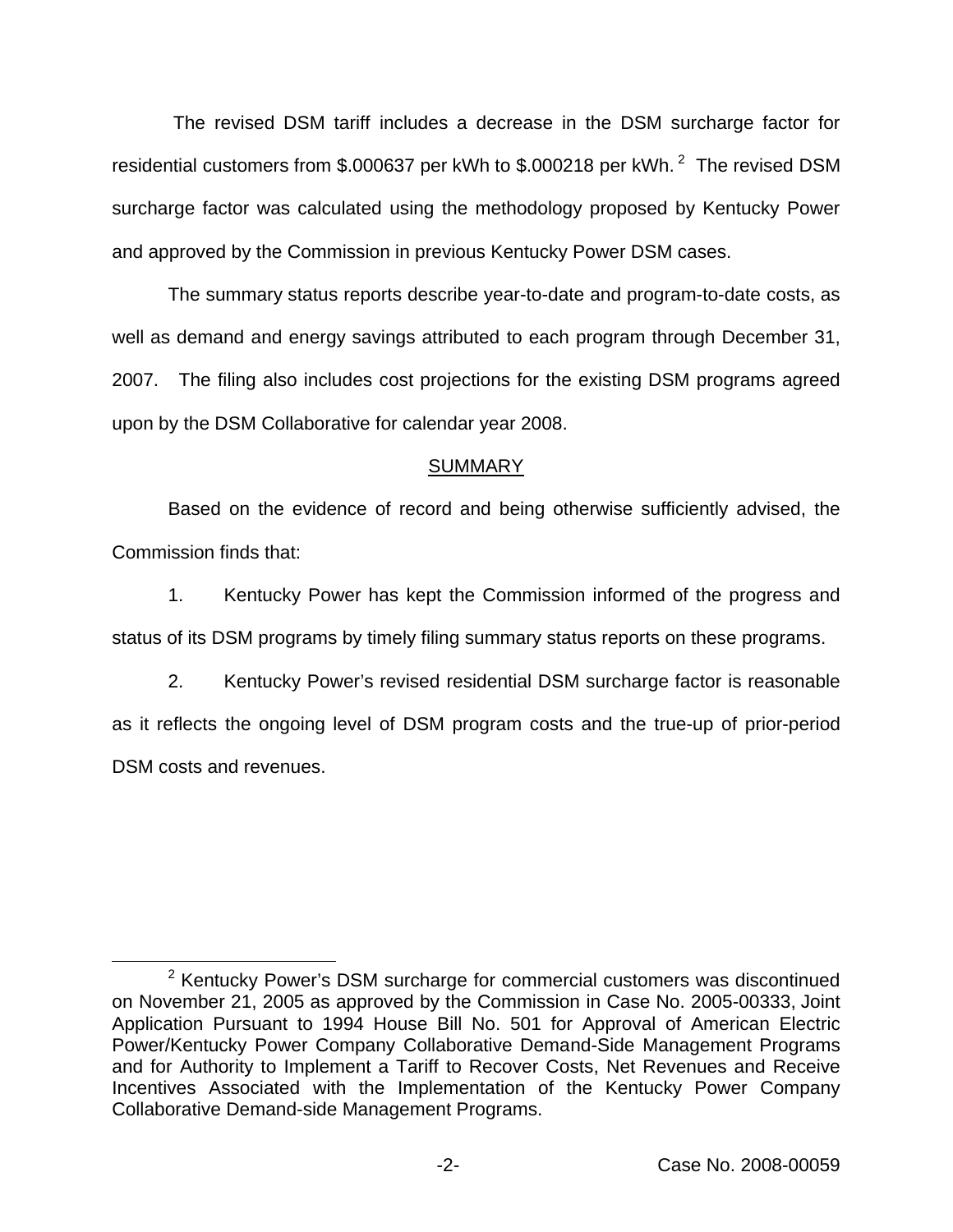The revised DSM tariff includes a decrease in the DSM surcharge factor for residential customers from $.000637 per kWh to $.000218 per kWh.[2] The revised DSM surcharge factor was calculated using the methodology proposed by Kentucky Power and approved by the Commission in previous Kentucky Power DSM cases.

The summary status reports describe year-to-date and program-to-date costs, as well as demand and energy savings attributed to each program through December 31, 2007. The filing also includes cost projections for the existing DSM programs agreed upon by the DSM Collaborative for calendar year 2008.

## SUMMARY

Based on the evidence of record and being otherwise sufficiently advised, the Commission finds that:

1. Kentucky Power has kept the Commission informed of the progress and status of its DSM programs by timely filing summary status reports on these programs.

2. Kentucky Power's revised residential DSM surcharge factor is reasonable as it reflects the ongoing level of DSM program costs and the true-up of prior-period DSM costs and revenues.

---

[2] Kentucky Power's DSM surcharge for commercial customers was discontinued on November 21, 2005 as approved by the Commission in Case No. 2005-00333, Joint Application Pursuant to 1994 House Bill No. 501 for Approval of American Electric Power/Kentucky Power Company Collaborative Demand-Side Management Programs and for Authority to Implement a Tariff to Recover Costs, Net Revenues and Receive Incentives Associated with the Implementation of the Kentucky Power Company Collaborative Demand-side Management Programs.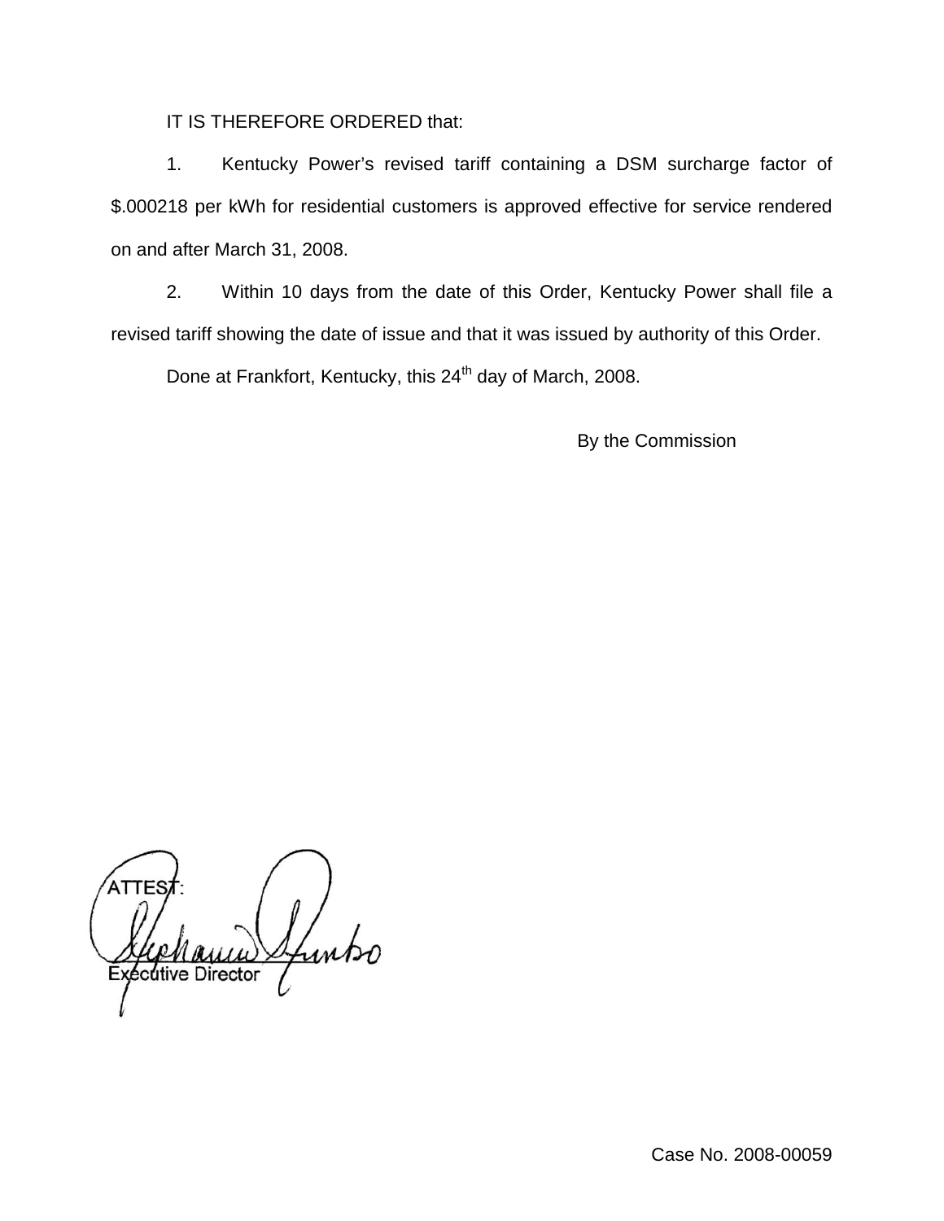IT IS THEREFORE ORDERED that:

1. Kentucky Power's revised tariff containing a DSM surcharge factor of $.000218 per kWh for residential customers is approved effective for service rendered on and after March 31, 2008.

2. Within 10 days from the date of this Order, Kentucky Power shall file a revised tariff showing the date of issue and that it was issued by authority of this Order.

Done at Frankfort, Kentucky, this 24th day of March, 2008.

By the Commission

ATTEST:

Executive Director

Case No. 2008-00059